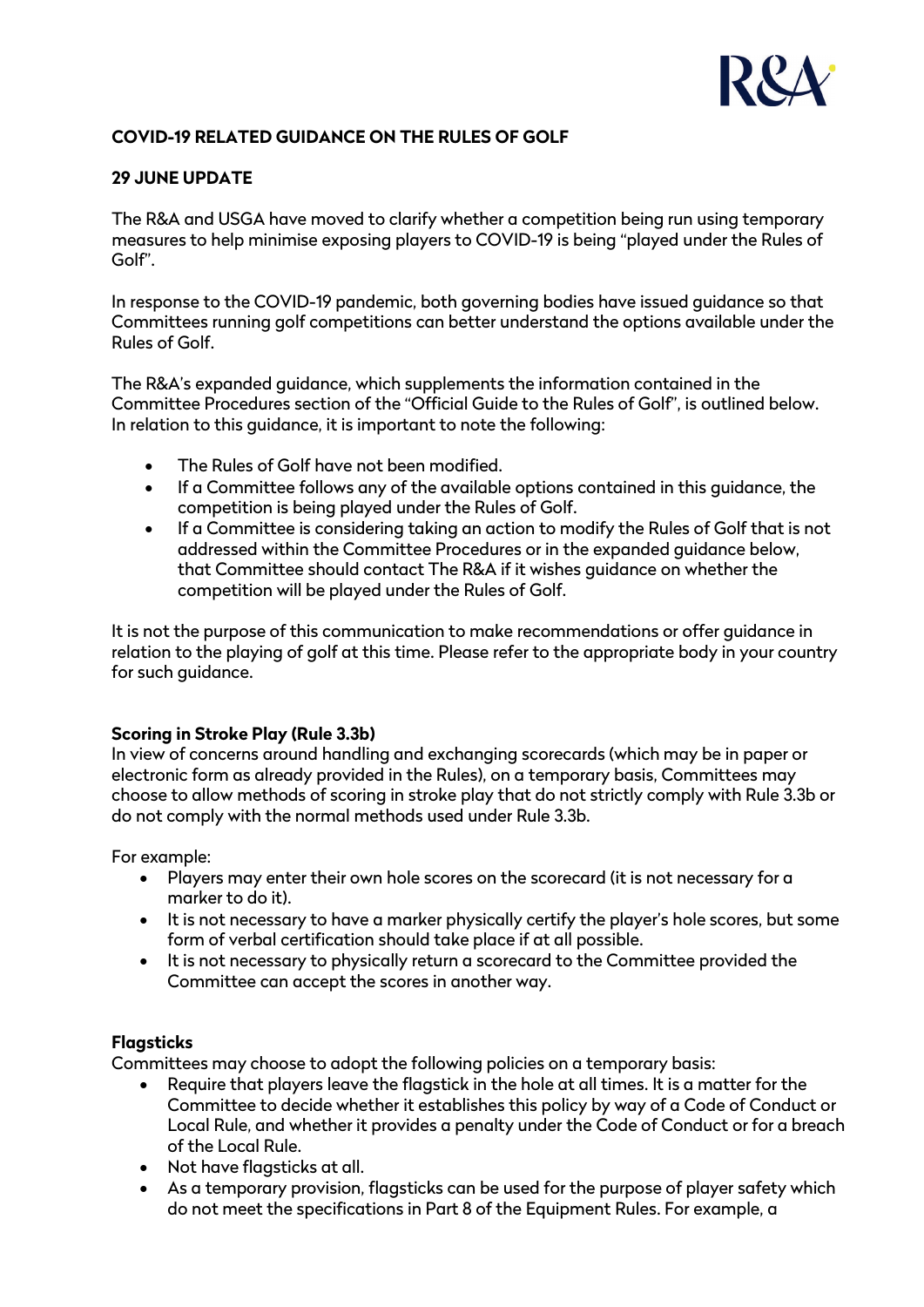# COVID-19 RELATED GUIDANCE ON THE RULES OF GOLF

## 29 JUNE UPDATE

The R&A and USGA have moved to clarify whether a competition being run using temporary measures to help minimise exposing players to COVID-19 is being "played under the Rules of Golf".

In response to the COVID-19 pandemic, both governing bodies have issued guidance so that Committees running golf competitions can better understand the options available under the Rules of Golf.

The R&A's expanded guidance, which supplements the information contained in the Committee Procedures section of the "Official Guide to the Rules of Golf", is outlined below. In relation to this guidance, it is important to note the following:

- The Rules of Golf have not been modified.
- If a Committee follows any of the available options contained in this guidance, the competition is being played under the Rules of Golf.
- If a Committee is considering taking an action to modify the Rules of Golf that is not addressed within the Committee Procedures or in the expanded guidance below, that Committee should contact The R&A if it wishes guidance on whether the competition will be played under the Rules of Golf.

It is not the purpose of this communication to make recommendations or offer guidance in relation to the playing of golf at this time. Please refer to the appropriate body in your country for such guidance.

### Scoring in Stroke Play (Rule 3.3b)

In view of concerns around handling and exchanging scorecards (which may be in paper or electronic form as already provided in the Rules), on a temporary basis, Committees may choose to allow methods of scoring in stroke play that do not strictly comply with Rule 3.3b or do not comply with the normal methods used under Rule 3.3b.

For example:

- Players may enter their own hole scores on the scorecard (it is not necessary for a marker to do it).
- It is not necessary to have a marker physically certify the player's hole scores, but some form of verbal certification should take place if at all possible.
- It is not necessary to physically return a scorecard to the Committee provided the Committee can accept the scores in another way.

### Flagsticks

Committees may choose to adopt the following policies on a temporary basis:

- Require that players leave the flagstick in the hole at all times. It is a matter for the Committee to decide whether it establishes this policy by way of a Code of Conduct or Local Rule, and whether it provides a penalty under the Code of Conduct or for a breach of the Local Rule.
- Not have flagsticks at all.
- As a temporary provision, flagsticks can be used for the purpose of player safety which do not meet the specifications in Part 8 of the Equipment Rules. For example, a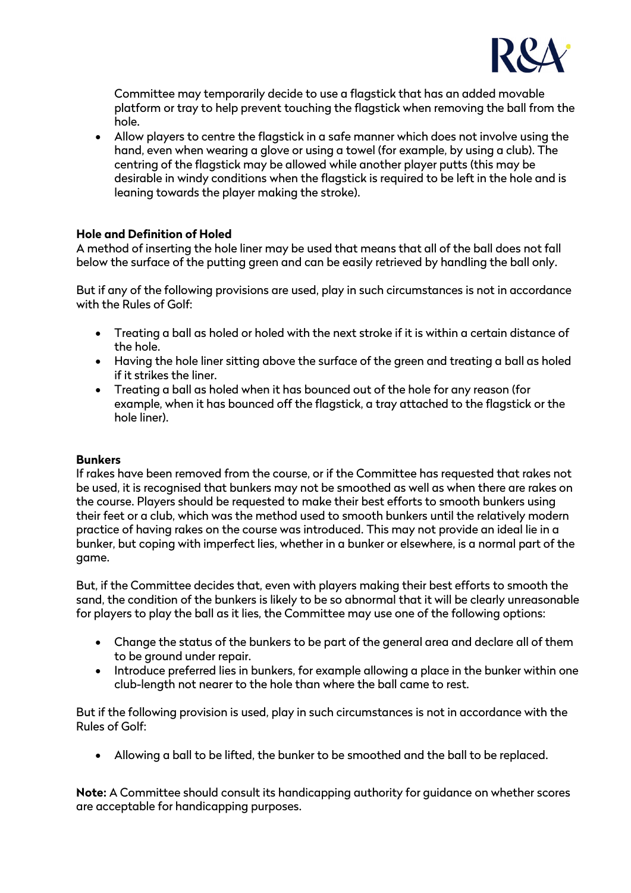Committee may temporarily decide to use a flagstick that has an added movable platform or tray to help prevent touching the flagstick when removing the ball from the hole.

- Allow players to centre the flagstick in a safe manner which does not involve using the hand, even when wearing a glove or using a towel (for example, by using a club). The centring of the flagstick may be allowed while another player putts (this may be desirable in windy conditions when the flagstick is required to be left in the hole and is leaning towards the player making the stroke).

**Hole and Definition of Holed**

A method of inserting the hole liner may be used that means that all of the ball does not fall below the surface of the putting green and can be easily retrieved by handling the ball only.

But if any of the following provisions are used, play in such circumstances is not in accordance with the Rules of Golf:

- Treating a ball as holed or holed with the next stroke if it is within a certain distance of the hole.
- Having the hole liner sitting above the surface of the green and treating a ball as holed if it strikes the liner.
- Treating a ball as holed when it has bounced out of the hole for any reason (for example, when it has bounced off the flagstick, a tray attached to the flagstick or the hole liner).

**Bunkers**

If rakes have been removed from the course, or if the Committee has requested that rakes not be used, it is recognised that bunkers may not be smoothed as well as when there are rakes on the course. Players should be requested to make their best efforts to smooth bunkers using their feet or a club, which was the method used to smooth bunkers until the relatively modern practice of having rakes on the course was introduced. This may not provide an ideal lie in a bunker, but coping with imperfect lies, whether in a bunker or elsewhere, is a normal part of the game.

But, if the Committee decides that, even with players making their best efforts to smooth the sand, the condition of the bunkers is likely to be so abnormal that it will be clearly unreasonable for players to play the ball as it lies, the Committee may use one of the following options:

- Change the status of the bunkers to be part of the general area and declare all of them to be ground under repair.
- Introduce preferred lies in bunkers, for example allowing a place in the bunker within one club-length not nearer to the hole than where the ball came to rest.

But if the following provision is used, play in such circumstances is not in accordance with the Rules of Golf:

- Allowing a ball to be lifted, the bunker to be smoothed and the ball to be replaced.

**Note:** A Committee should consult its handicapping authority for guidance on whether scores are acceptable for handicapping purposes.